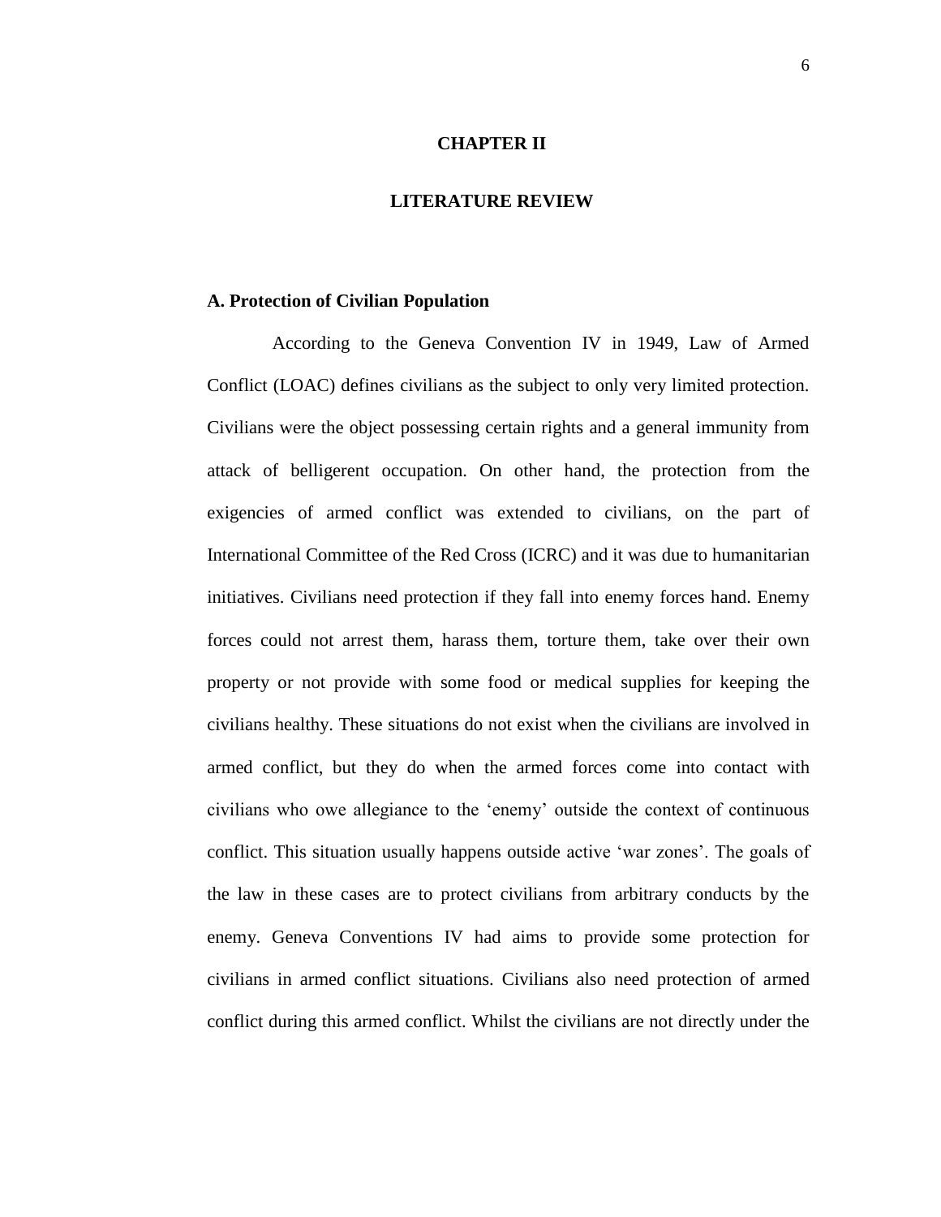# CHAPTER II

# LITERATURE REVIEW

## A. Protection of Civilian Population

According to the Geneva Convention IV in 1949, Law of Armed Conflict (LOAC) defines civilians as the subject to only very limited protection. Civilians were the object possessing certain rights and a general immunity from attack of belligerent occupation. On other hand, the protection from the exigencies of armed conflict was extended to civilians, on the part of International Committee of the Red Cross (ICRC) and it was due to humanitarian initiatives. Civilians need protection if they fall into enemy forces hand. Enemy forces could not arrest them, harass them, torture them, take over their own property or not provide with some food or medical supplies for keeping the civilians healthy. These situations do not exist when the civilians are involved in armed conflict, but they do when the armed forces come into contact with civilians who owe allegiance to the 'enemy' outside the context of continuous conflict. This situation usually happens outside active 'war zones'. The goals of the law in these cases are to protect civilians from arbitrary conducts by the enemy. Geneva Conventions IV had aims to provide some protection for civilians in armed conflict situations. Civilians also need protection of armed conflict during this armed conflict. Whilst the civilians are not directly under the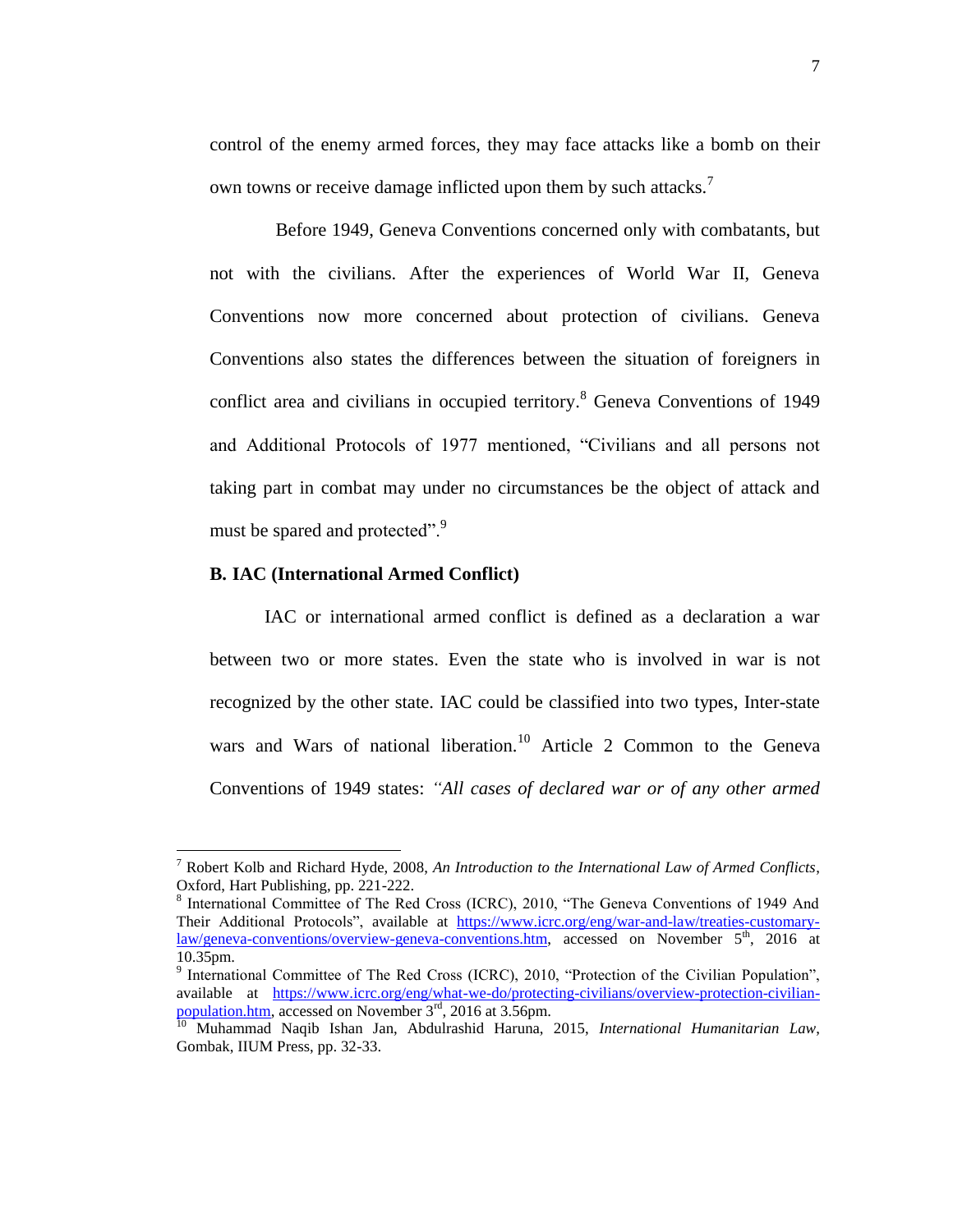control of the enemy armed forces, they may face attacks like a bomb on their own towns or receive damage inflicted upon them by such attacks.[7]

Before 1949, Geneva Conventions concerned only with combatants, but not with the civilians. After the experiences of World War II, Geneva Conventions now more concerned about protection of civilians. Geneva Conventions also states the differences between the situation of foreigners in conflict area and civilians in occupied territory.[8] Geneva Conventions of 1949 and Additional Protocols of 1977 mentioned, "Civilians and all persons not taking part in combat may under no circumstances be the object of attack and must be spared and protected".[9]

**B. IAC (International Armed Conflict)**

IAC or international armed conflict is defined as a declaration a war between two or more states. Even the state who is involved in war is not recognized by the other state. IAC could be classified into two types, Inter-state wars and Wars of national liberation.[10] Article 2 Common to the Geneva Conventions of 1949 states: *"All cases of declared war or of any other armed*

---

[7] Robert Kolb and Richard Hyde, 2008, *An Introduction to the International Law of Armed Conflicts*, Oxford, Hart Publishing, pp. 221-222.

[8] International Committee of The Red Cross (ICRC), 2010, "The Geneva Conventions of 1949 And Their Additional Protocols", available at https://www.icrc.org/eng/war-and-law/treaties-customary-law/geneva-conventions/overview-geneva-conventions.htm, accessed on November 5th, 2016 at 10.35pm.

[9] International Committee of The Red Cross (ICRC), 2010, "Protection of the Civilian Population", available at https://www.icrc.org/eng/what-we-do/protecting-civilians/overview-protection-civilian-population.htm, accessed on November 3rd, 2016 at 3.56pm.

[10] Muhammad Naqib Ishan Jan, Abdulrashid Haruna, 2015, *International Humanitarian Law*, Gombak, IIUM Press, pp. 32-33.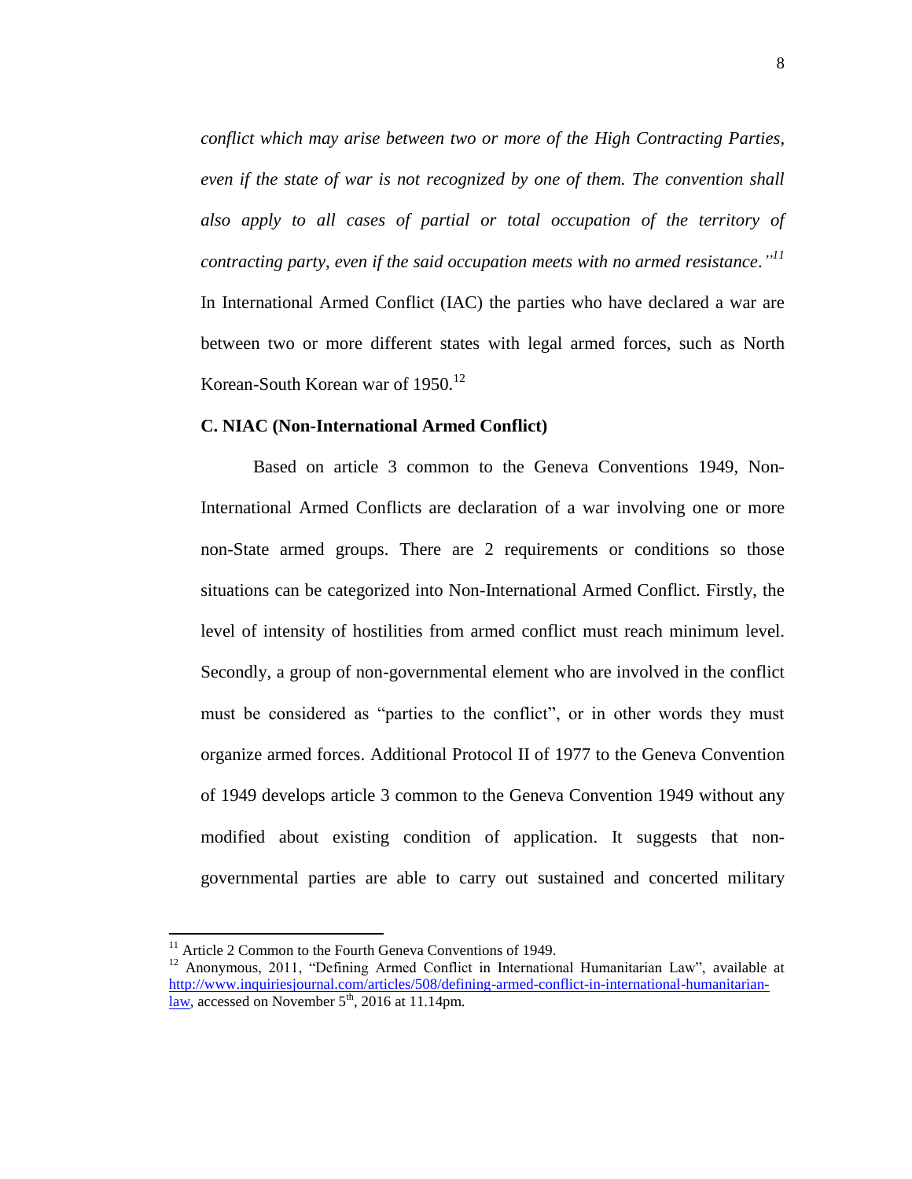*conflict which may arise between two or more of the High Contracting Parties, even if the state of war is not recognized by one of them. The convention shall also apply to all cases of partial or total occupation of the territory of contracting party, even if the said occupation meets with no armed resistance."*[11] In International Armed Conflict (IAC) the parties who have declared a war are between two or more different states with legal armed forces, such as North Korean-South Korean war of 1950.[12]

**C. NIAC (Non-International Armed Conflict)**

Based on article 3 common to the Geneva Conventions 1949, Non-International Armed Conflicts are declaration of a war involving one or more non-State armed groups. There are 2 requirements or conditions so those situations can be categorized into Non-International Armed Conflict. Firstly, the level of intensity of hostilities from armed conflict must reach minimum level. Secondly, a group of non-governmental element who are involved in the conflict must be considered as "parties to the conflict", or in other words they must organize armed forces. Additional Protocol II of 1977 to the Geneva Convention of 1949 develops article 3 common to the Geneva Convention 1949 without any modified about existing condition of application. It suggests that non-governmental parties are able to carry out sustained and concerted military

---

[11] Article 2 Common to the Fourth Geneva Conventions of 1949.

[12] Anonymous, 2011, "Defining Armed Conflict in International Humanitarian Law", available at http://www.inquiriesjournal.com/articles/508/defining-armed-conflict-in-international-humanitarian-law, accessed on November 5th, 2016 at 11.14pm.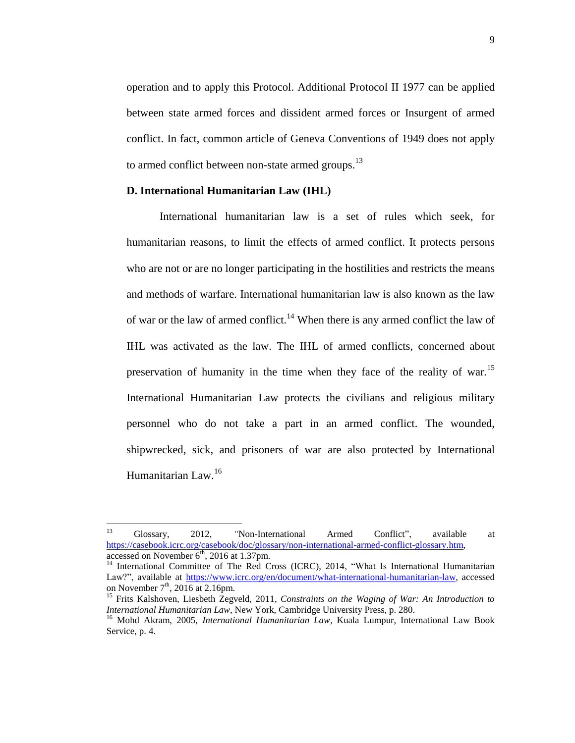operation and to apply this Protocol. Additional Protocol II 1977 can be applied between state armed forces and dissident armed forces or Insurgent of armed conflict. In fact, common article of Geneva Conventions of 1949 does not apply to armed conflict between non-state armed groups.[13]

**D. International Humanitarian Law (IHL)**

International humanitarian law is a set of rules which seek, for humanitarian reasons, to limit the effects of armed conflict. It protects persons who are not or are no longer participating in the hostilities and restricts the means and methods of warfare. International humanitarian law is also known as the law of war or the law of armed conflict.[14] When there is any armed conflict the law of IHL was activated as the law. The IHL of armed conflicts, concerned about preservation of humanity in the time when they face of the reality of war.[15] International Humanitarian Law protects the civilians and religious military personnel who do not take a part in an armed conflict. The wounded, shipwrecked, sick, and prisoners of war are also protected by International Humanitarian Law.[16]

---

[13] Glossary, 2012, "Non-International Armed Conflict", available at https://casebook.icrc.org/casebook/doc/glossary/non-international-armed-conflict-glossary.htm, accessed on November 6th, 2016 at 1.37pm.

[14] International Committee of The Red Cross (ICRC), 2014, "What Is International Humanitarian Law?", available at https://www.icrc.org/en/document/what-international-humanitarian-law, accessed on November 7th, 2016 at 2.16pm.

[15] Frits Kalshoven, Liesbeth Zegveld, 2011, *Constraints on the Waging of War: An Introduction to International Humanitarian Law*, New York, Cambridge University Press, p. 280.

[16] Mohd Akram, 2005, *International Humanitarian Law*, Kuala Lumpur, International Law Book Service, p. 4.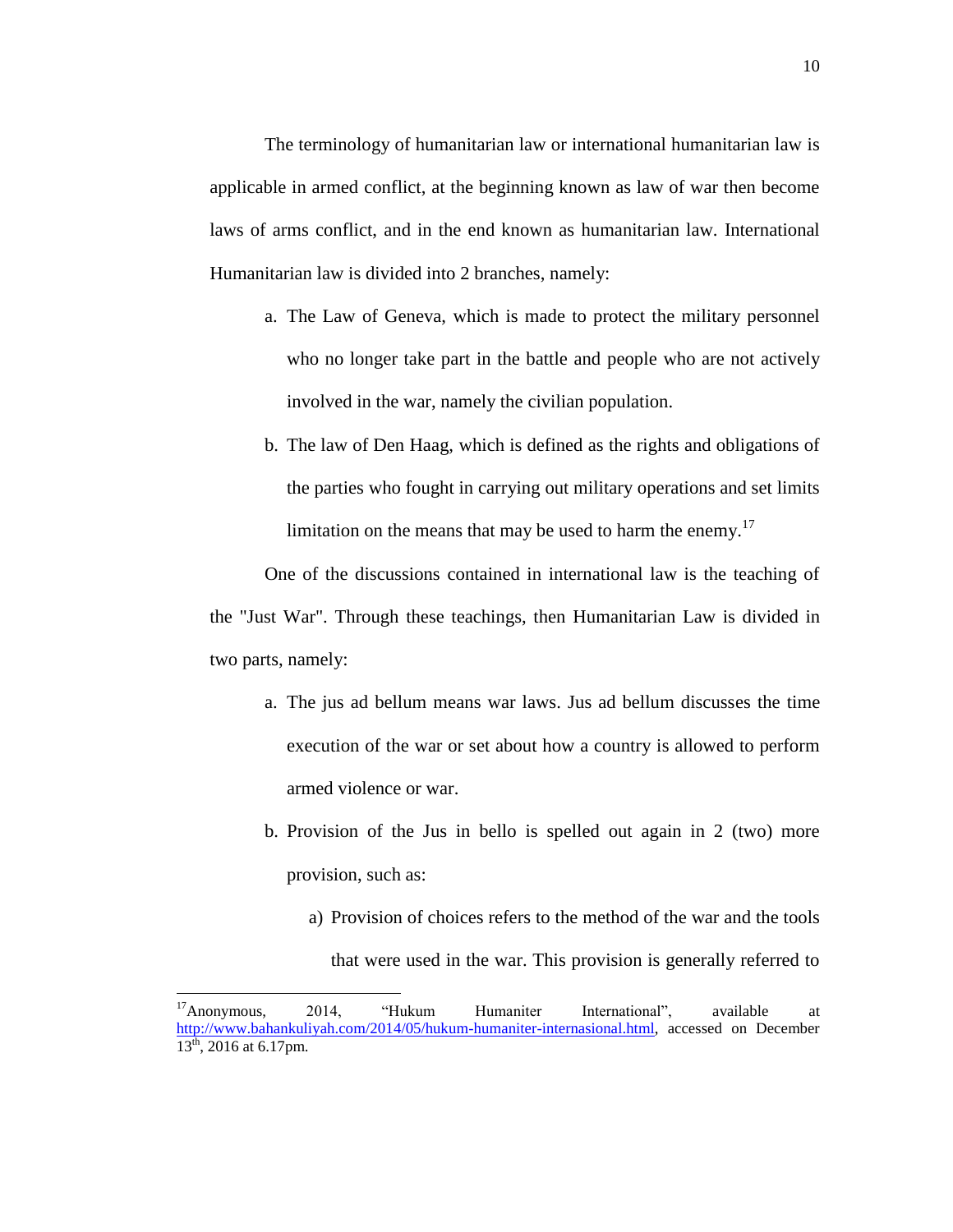The terminology of humanitarian law or international humanitarian law is applicable in armed conflict, at the beginning known as law of war then become laws of arms conflict, and in the end known as humanitarian law. International Humanitarian law is divided into 2 branches, namely:

a. The Law of Geneva, which is made to protect the military personnel who no longer take part in the battle and people who are not actively involved in the war, namely the civilian population.
b. The law of Den Haag, which is defined as the rights and obligations of the parties who fought in carrying out military operations and set limits limitation on the means that may be used to harm the enemy.[17]

One of the discussions contained in international law is the teaching of the "Just War". Through these teachings, then Humanitarian Law is divided in two parts, namely:

a. The jus ad bellum means war laws. Jus ad bellum discusses the time execution of the war or set about how a country is allowed to perform armed violence or war.
b. Provision of the Jus in bello is spelled out again in 2 (two) more provision, such as:
    a) Provision of choices refers to the method of the war and the tools that were used in the war. This provision is generally referred to

---

[17] Anonymous, 2014, "Hukum Humaniter International", available at http://www.bahankuliyah.com/2014/05/hukum-humaniter-internasional.html, accessed on December 13th, 2016 at 6.17pm.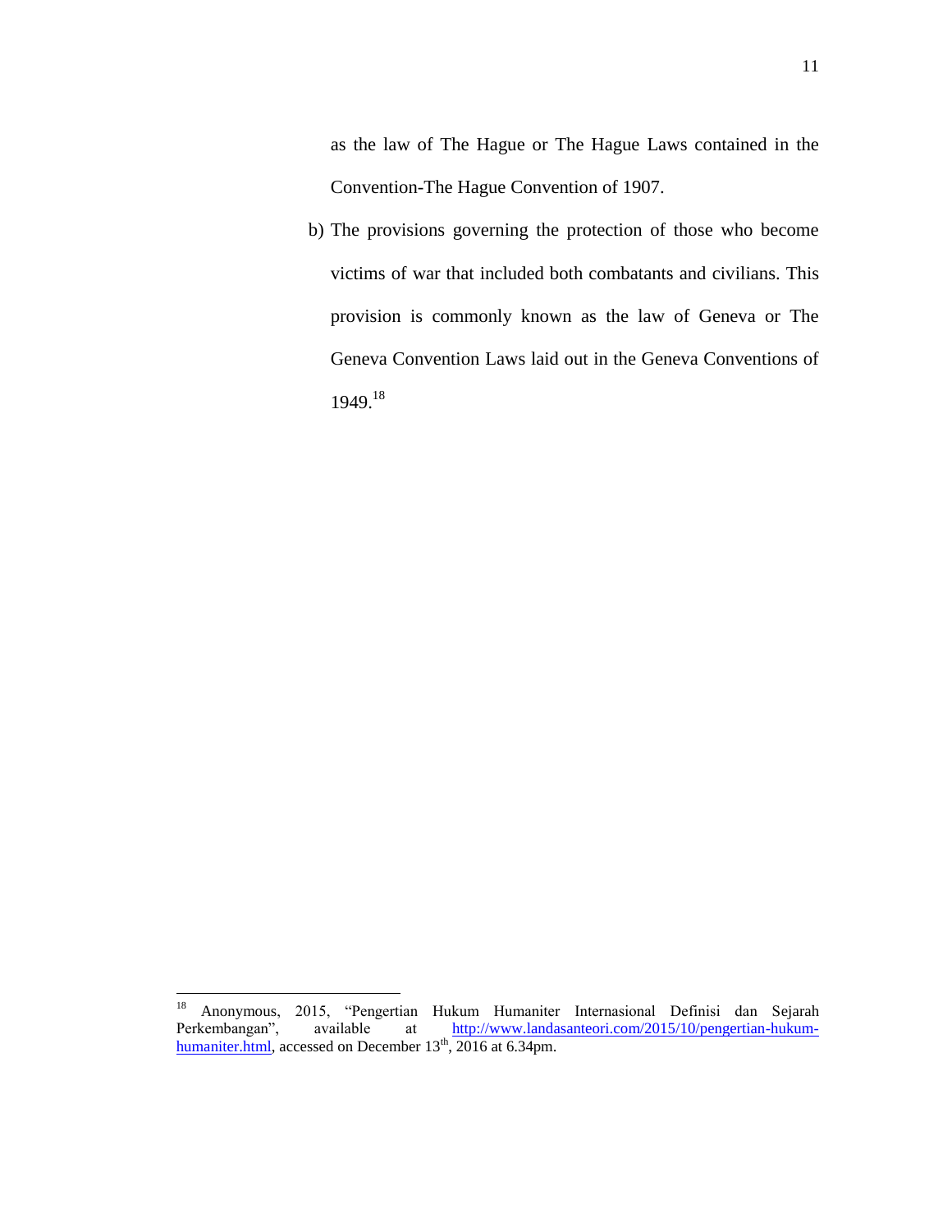as the law of The Hague or The Hague Laws contained in the Convention-The Hague Convention of 1907.

b) The provisions governing the protection of those who become victims of war that included both combatants and civilians. This provision is commonly known as the law of Geneva or The Geneva Convention Laws laid out in the Geneva Conventions of 1949.[18]

---

[18] Anonymous, 2015, "Pengertian Hukum Humaniter Internasional Definisi dan Sejarah Perkembangan", available at http://www.landasanteori.com/2015/10/pengertian-hukum-humaniter.html, accessed on December 13th, 2016 at 6.34pm.